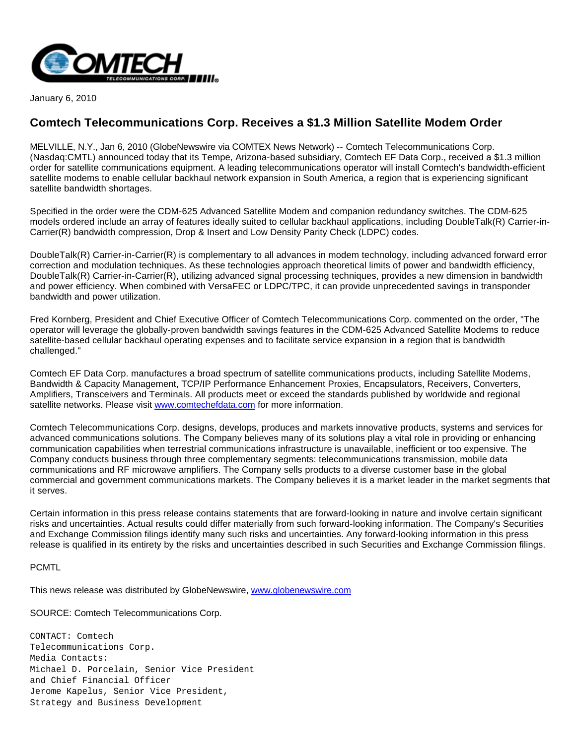January 6, 2010

## Comtech Telecommunications Corp. Receives a $1.3 Million Satellite Modem Order

MELVILLE, N.Y., Jan 6, 2010 (GlobeNewswire via COMTEX News Network) -- Comtech Telecommunications Corp. (Nasdaq:CMTL) announced today that its Tempe, Arizona-based subsidiary, Comtech EF Data Corp., received a $1.3 million order for satellite communications equipment. A leading telecommunications operator will install Comtech's bandwidth-efficient satellite modems to enable cellular backhaul network expansion in South America, a region that is experiencing significant satellite bandwidth shortages.

Specified in the order were the CDM-625 Advanced Satellite Modem and companion redundancy switches. The CDM-625 models ordered include an array of features ideally suited to cellular backhaul applications, including DoubleTalk(R) Carrier-in-Carrier(R) bandwidth compression, Drop & Insert and Low Density Parity Check (LDPC) codes.

DoubleTalk(R) Carrier-in-Carrier(R) is complementary to all advances in modem technology, including advanced forward error correction and modulation techniques. As these technologies approach theoretical limits of power and bandwidth efficiency, DoubleTalk(R) Carrier-in-Carrier(R), utilizing advanced signal processing techniques, provides a new dimension in bandwidth and power efficiency. When combined with VersaFEC or LDPC/TPC, it can provide unprecedented savings in transponder bandwidth and power utilization.

Fred Kornberg, President and Chief Executive Officer of Comtech Telecommunications Corp. commented on the order, "The operator will leverage the globally-proven bandwidth savings features in the CDM-625 Advanced Satellite Modems to reduce satellite-based cellular backhaul operating expenses and to facilitate service expansion in a region that is bandwidth challenged."

Comtech EF Data Corp. manufactures a broad spectrum of satellite communications products, including Satellite Modems, Bandwidth & Capacity Management, TCP/IP Performance Enhancement Proxies, Encapsulators, Receivers, Converters, Amplifiers, Transceivers and Terminals. All products meet or exceed the standards published by worldwide and regional satellite networks. Please visit www.comtechefdata.com for more information.

Comtech Telecommunications Corp. designs, develops, produces and markets innovative products, systems and services for advanced communications solutions. The Company believes many of its solutions play a vital role in providing or enhancing communication capabilities when terrestrial communications infrastructure is unavailable, inefficient or too expensive. The Company conducts business through three complementary segments: telecommunications transmission, mobile data communications and RF microwave amplifiers. The Company sells products to a diverse customer base in the global commercial and government communications markets. The Company believes it is a market leader in the market segments that it serves.

Certain information in this press release contains statements that are forward-looking in nature and involve certain significant risks and uncertainties. Actual results could differ materially from such forward-looking information. The Company's Securities and Exchange Commission filings identify many such risks and uncertainties. Any forward-looking information in this press release is qualified in its entirety by the risks and uncertainties described in such Securities and Exchange Commission filings.

PCMTL

This news release was distributed by GlobeNewswire, www.globenewswire.com

SOURCE: Comtech Telecommunications Corp.

```
CONTACT: Comtech
Telecommunications Corp.
Media Contacts:
Michael D. Porcelain, Senior Vice President
and Chief Financial Officer
Jerome Kapelus, Senior Vice President,
Strategy and Business Development
```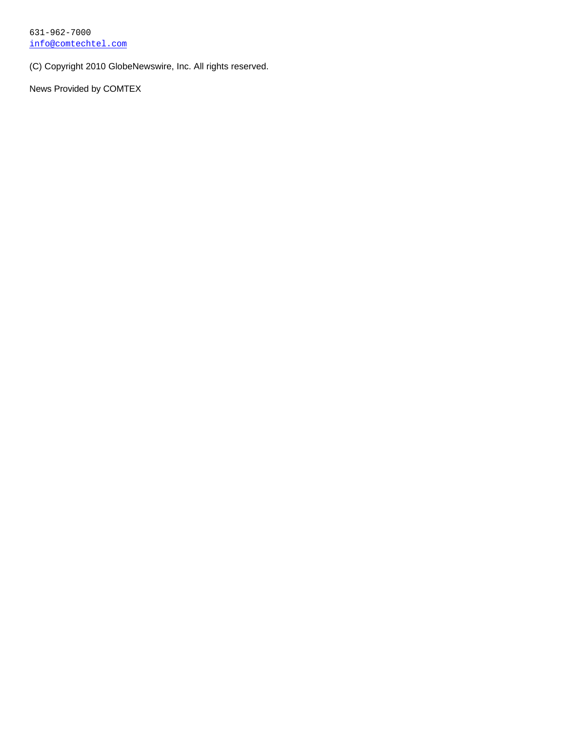631-962-7000
info@comtechtel.com

(C) Copyright 2010 GlobeNewswire, Inc. All rights reserved.

News Provided by COMTEX